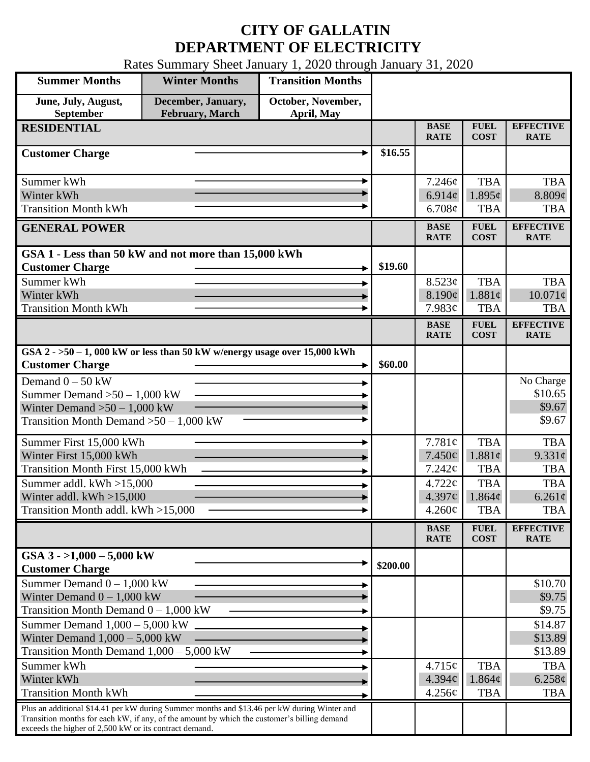# CITY OF GALLATIN
# DEPARTMENT OF ELECTRICITY

Rates Summary Sheet January 1, 2020 through January 31, 2020

| Summer Months | Winter Months | Transition Months |
|---|---|---|
| June, July, August, September | December, January, February, March | October, November, April, May |

| RESIDENTIAL | | BASE RATE | FUEL COST | EFFECTIVE RATE |
|---|---|---|---|---|
| **Customer Charge** | $16.55 | | | |
| Summer kWh | | 7.246¢ | TBA | TBA |
| Winter kWh | | 6.914¢ | 1.895¢ | 8.809¢ |
| Transition Month kWh | | 6.708¢ | TBA | TBA |

| GENERAL POWER | | BASE RATE | FUEL COST | EFFECTIVE RATE |
|---|---|---|---|---|
| **GSA 1 - Less than 50 kW and not more than 15,000 kWh** | | | | |
| **Customer Charge** | $19.60 | | | |
| Summer kWh | | 8.523¢ | TBA | TBA |
| Winter kWh | | 8.190¢ | 1.881¢ | 10.071¢ |
| Transition Month kWh | | 7.983¢ | TBA | TBA |

| | | BASE RATE | FUEL COST | EFFECTIVE RATE |
|---|---|---|---|---|
| **GSA 2 - >50 – 1, 000 kW or less than 50 kW w/energy usage over 15,000 kWh** | | | | |
| **Customer Charge** | $60.00 | | | |
| Demand 0 – 50 kW | | | | No Charge |
| Summer Demand >50 – 1,000 kW | | | | $10.65 |
| Winter Demand >50 – 1,000 kW | | | | $9.67 |
| Transition Month Demand >50 – 1,000 kW | | | | $9.67 |
| Summer First 15,000 kWh | | 7.781¢ | TBA | TBA |
| Winter First 15,000 kWh | | 7.450¢ | 1.881¢ | 9.331¢ |
| Transition Month First 15,000 kWh | | 7.242¢ | TBA | TBA |
| Summer addl. kWh >15,000 | | 4.722¢ | TBA | TBA |
| Winter addl. kWh >15,000 | | 4.397¢ | 1.864¢ | 6.261¢ |
| Transition Month addl. kWh >15,000 | | 4.260¢ | TBA | TBA |

| | | BASE RATE | FUEL COST | EFFECTIVE RATE |
|---|---|---|---|---|
| **GSA 3 - >1,000 – 5,000 kW** | | | | |
| **Customer Charge** | $200.00 | | | |
| Summer Demand 0 – 1,000 kW | | | | $10.70 |
| Winter Demand 0 – 1,000 kW | | | | $9.75 |
| Transition Month Demand 0 – 1,000 kW | | | | $9.75 |
| Summer Demand 1,000 – 5,000 kW | | | | $14.87 |
| Winter Demand 1,000 – 5,000 kW | | | | $13.89 |
| Transition Month Demand 1,000 – 5,000 kW | | | | $13.89 |
| Summer kWh | | 4.715¢ | TBA | TBA |
| Winter kWh | | 4.394¢ | 1.864¢ | 6.258¢ |
| Transition Month kWh | | 4.256¢ | TBA | TBA |
| Plus an additional $14.41 per kW during Summer months and $13.46 per kW during Winter and Transition months for each kW, if any, of the amount by which the customer's billing demand exceeds the higher of 2,500 kW or its contract demand. | | | | |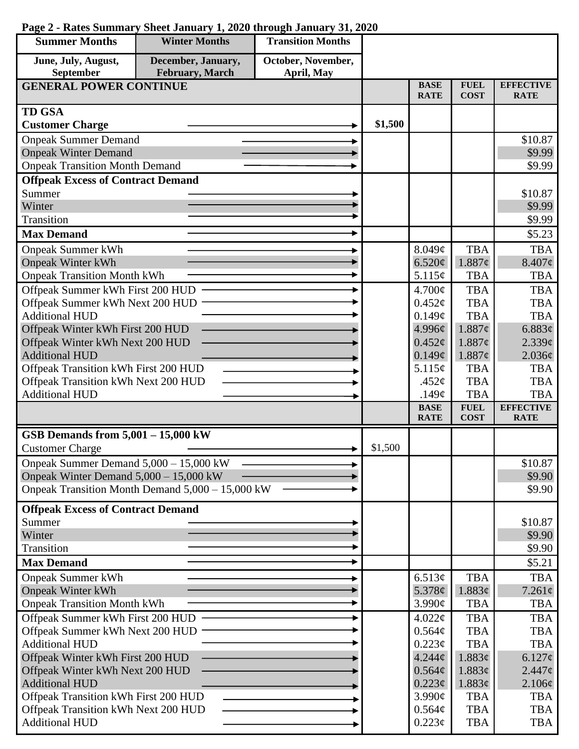**Page 2 - Rates Summary Sheet January 1, 2020 through January 31, 2020**

| Summer Months | Winter Months | Transition Months |
|---|---|---|
| June, July, August, September | December, January, February, March | October, November, April, May |

| GENERAL POWER CONTINUE | | BASE RATE | FUEL COST | EFFECTIVE RATE |
|---|---|---|---|---|
| **TD GSA** | | | | |
| **Customer Charge** | $1,500 | | | |
| Onpeak Summer Demand | | | | $10.87 |
| Onpeak Winter Demand | | | | $9.99 |
| Onpeak Transition Month Demand | | | | $9.99 |
| **Offpeak Excess of Contract Demand** | | | | |
| Summer | | | | $10.87 |
| Winter | | | | $9.99 |
| Transition | | | | $9.99 |
| **Max Demand** | | | | $5.23 |
| Onpeak Summer kWh | | 8.049¢ | TBA | TBA |
| Onpeak Winter kWh | | 6.520¢ | 1.887¢ | 8.407¢ |
| Onpeak Transition Month kWh | | 5.115¢ | TBA | TBA |
| Offpeak Summer kWh First 200 HUD | | 4.700¢ | TBA | TBA |
| Offpeak Summer kWh Next 200 HUD | | 0.452¢ | TBA | TBA |
| Additional HUD | | 0.149¢ | TBA | TBA |
| Offpeak Winter kWh First 200 HUD | | 4.996¢ | 1.887¢ | 6.883¢ |
| Offpeak Winter kWh Next 200 HUD | | 0.452¢ | 1.887¢ | 2.339¢ |
| Additional HUD | | 0.149¢ | 1.887¢ | 2.036¢ |
| Offpeak Transition kWh First 200 HUD | | 5.115¢ | TBA | TBA |
| Offpeak Transition kWh Next 200 HUD | | .452¢ | TBA | TBA |
| Additional HUD | | .149¢ | TBA | TBA |

| | | BASE RATE | FUEL COST | EFFECTIVE RATE |
|---|---|---|---|---|
| **GSB Demands from 5,001 – 15,000 kW** | | | | |
| Customer Charge | $1,500 | | | |
| Onpeak Summer Demand 5,000 – 15,000 kW | | | | $10.87 |
| Onpeak Winter Demand 5,000 – 15,000 kW | | | | $9.90 |
| Onpeak Transition Month Demand 5,000 – 15,000 kW | | | | $9.90 |
| **Offpeak Excess of Contract Demand** | | | | |
| Summer | | | | $10.87 |
| Winter | | | | $9.90 |
| Transition | | | | $9.90 |
| **Max Demand** | | | | $5.21 |
| Onpeak Summer kWh | | 6.513¢ | TBA | TBA |
| Onpeak Winter kWh | | 5.378¢ | 1.883¢ | 7.261¢ |
| Onpeak Transition Month kWh | | 3.990¢ | TBA | TBA |
| Offpeak Summer kWh First 200 HUD | | 4.022¢ | TBA | TBA |
| Offpeak Summer kWh Next 200 HUD | | 0.564¢ | TBA | TBA |
| Additional HUD | | 0.223¢ | TBA | TBA |
| Offpeak Winter kWh First 200 HUD | | 4.244¢ | 1.883¢ | 6.127¢ |
| Offpeak Winter kWh Next 200 HUD | | 0.564¢ | 1.883¢ | 2.447¢ |
| Additional HUD | | 0.223¢ | 1.883¢ | 2.106¢ |
| Offpeak Transition kWh First 200 HUD | | 3.990¢ | TBA | TBA |
| Offpeak Transition kWh Next 200 HUD | | 0.564¢ | TBA | TBA |
| Additional HUD | | 0.223¢ | TBA | TBA |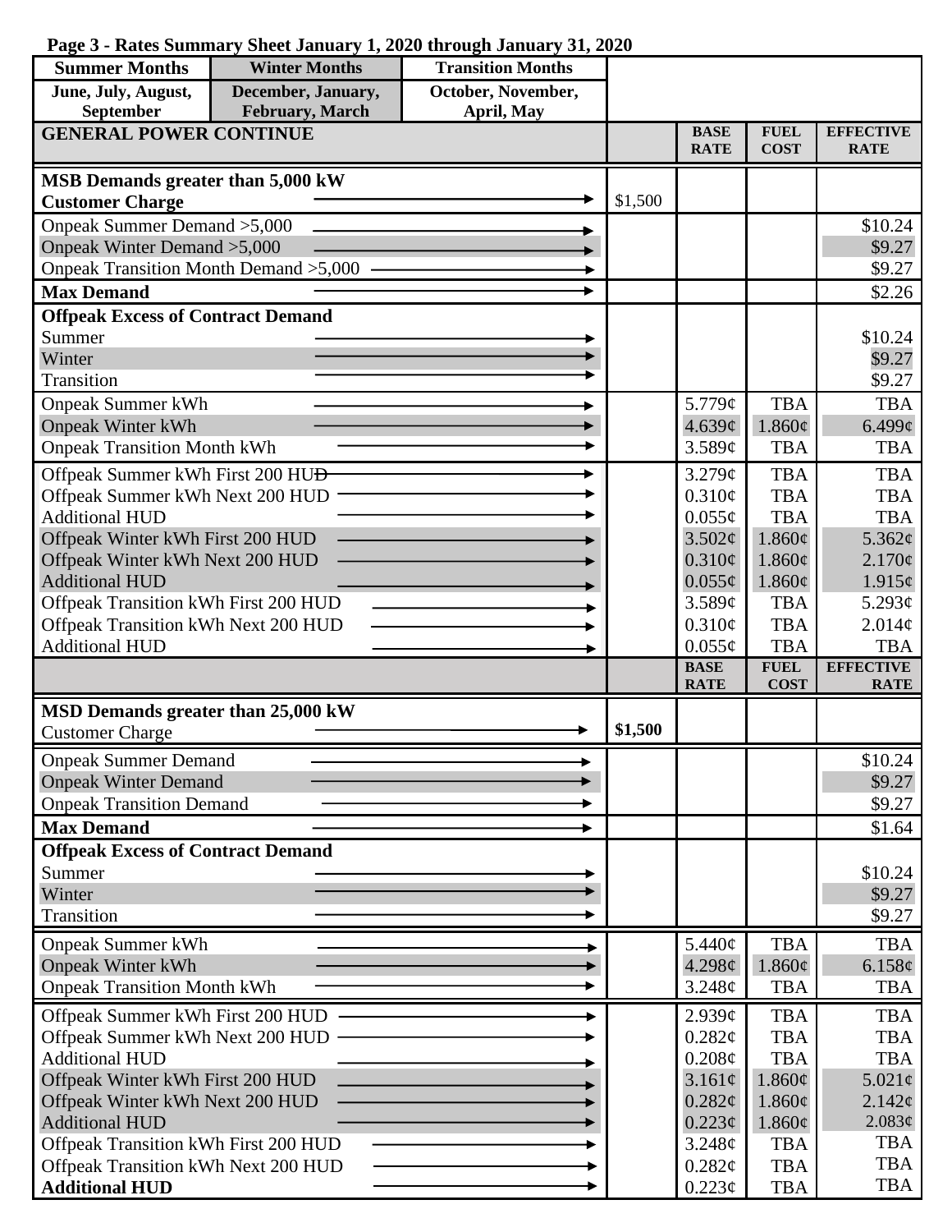**Page 3 - Rates Summary Sheet January 1, 2020 through January 31, 2020**

| Summer Months | Winter Months | Transition Months |
|---|---|---|
| June, July, August, September | December, January, February, March | October, November, April, May |

| GENERAL POWER CONTINUE | | BASE RATE | FUEL COST | EFFECTIVE RATE |
|---|---|---|---|---|
| **MSB Demands greater than 5,000 kW** | | | | |
| **Customer Charge** | $1,500 | | | |
| Onpeak Summer Demand >5,000 | | | | $10.24 |
| Onpeak Winter Demand >5,000 | | | | $9.27 |
| Onpeak Transition Month Demand >5,000 | | | | $9.27 |
| **Max Demand** | | | | $2.26 |
| **Offpeak Excess of Contract Demand** | | | | |
| Summer | | | | $10.24 |
| Winter | | | | $9.27 |
| Transition | | | | $9.27 |
| Onpeak Summer kWh | | 5.779¢ | TBA | TBA |
| Onpeak Winter kWh | | 4.639¢ | 1.860¢ | 6.499¢ |
| Onpeak Transition Month kWh | | 3.589¢ | TBA | TBA |
| Offpeak Summer kWh First 200 HUD | | 3.279¢ | TBA | TBA |
| Offpeak Summer kWh Next 200 HUD | | 0.310¢ | TBA | TBA |
| Additional HUD | | 0.055¢ | TBA | TBA |
| Offpeak Winter kWh First 200 HUD | | 3.502¢ | 1.860¢ | 5.362¢ |
| Offpeak Winter kWh Next 200 HUD | | 0.310¢ | 1.860¢ | 2.170¢ |
| Additional HUD | | 0.055¢ | 1.860¢ | 1.915¢ |
| Offpeak Transition kWh First 200 HUD | | 3.589¢ | TBA | 5.293¢ |
| Offpeak Transition kWh Next 200 HUD | | 0.310¢ | TBA | 2.014¢ |
| Additional HUD | | 0.055¢ | TBA | TBA |

| | | BASE RATE | FUEL COST | EFFECTIVE RATE |
|---|---|---|---|---|
| **MSD Demands greater than 25,000 kW** | | | | |
| Customer Charge | **$1,500** | | | |
| Onpeak Summer Demand | | | | $10.24 |
| Onpeak Winter Demand | | | | $9.27 |
| Onpeak Transition Demand | | | | $9.27 |
| **Max Demand** | | | | $1.64 |
| **Offpeak Excess of Contract Demand** | | | | |
| Summer | | | | $10.24 |
| Winter | | | | $9.27 |
| Transition | | | | $9.27 |
| Onpeak Summer kWh | | 5.440¢ | TBA | TBA |
| Onpeak Winter kWh | | 4.298¢ | 1.860¢ | 6.158¢ |
| Onpeak Transition Month kWh | | 3.248¢ | TBA | TBA |
| Offpeak Summer kWh First 200 HUD | | 2.939¢ | TBA | TBA |
| Offpeak Summer kWh Next 200 HUD | | 0.282¢ | TBA | TBA |
| Additional HUD | | 0.208¢ | TBA | TBA |
| Offpeak Winter kWh First 200 HUD | | 3.161¢ | 1.860¢ | 5.021¢ |
| Offpeak Winter kWh Next 200 HUD | | 0.282¢ | 1.860¢ | 2.142¢ |
| Additional HUD | | 0.223¢ | 1.860¢ | 2.083¢ |
| Offpeak Transition kWh First 200 HUD | | 3.248¢ | TBA | TBA |
| Offpeak Transition kWh Next 200 HUD | | 0.282¢ | TBA | TBA |
| **Additional HUD** | | 0.223¢ | TBA | TBA |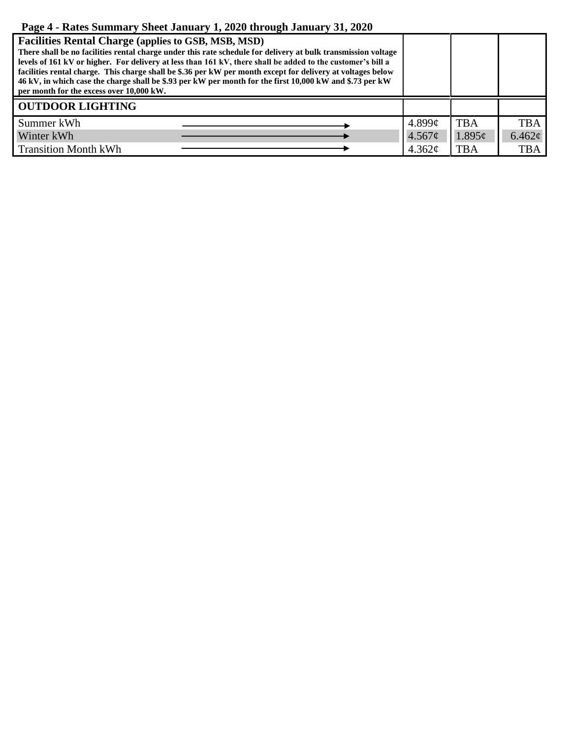## Page 4 - Rates Summary Sheet January 1, 2020 through January 31, 2020

| | | | |
|---|---|---|---|
| **Facilities Rental Charge (applies to GSB, MSB, MSD)**<br>**There shall be no facilities rental charge under this rate schedule for delivery at bulk transmission voltage levels of 161 kV or higher. For delivery at less than 161 kV, there shall be added to the customer's bill a facilities rental charge. This charge shall be $.36 per kW per month except for delivery at voltages below 46 kV, in which case the charge shall be $.93 per kW per month for the first 10,000 kW and $.73 per kW per month for the excess over 10,000 kW.** | | | |
| **OUTDOOR LIGHTING** | | | |
| Summer kWh ⟶ | 4.899¢ | TBA | TBA |
| Winter kWh ⟶ | 4.567¢ | 1.895¢ | 6.462¢ |
| Transition Month kWh ⟶ | 4.362¢ | TBA | TBA |